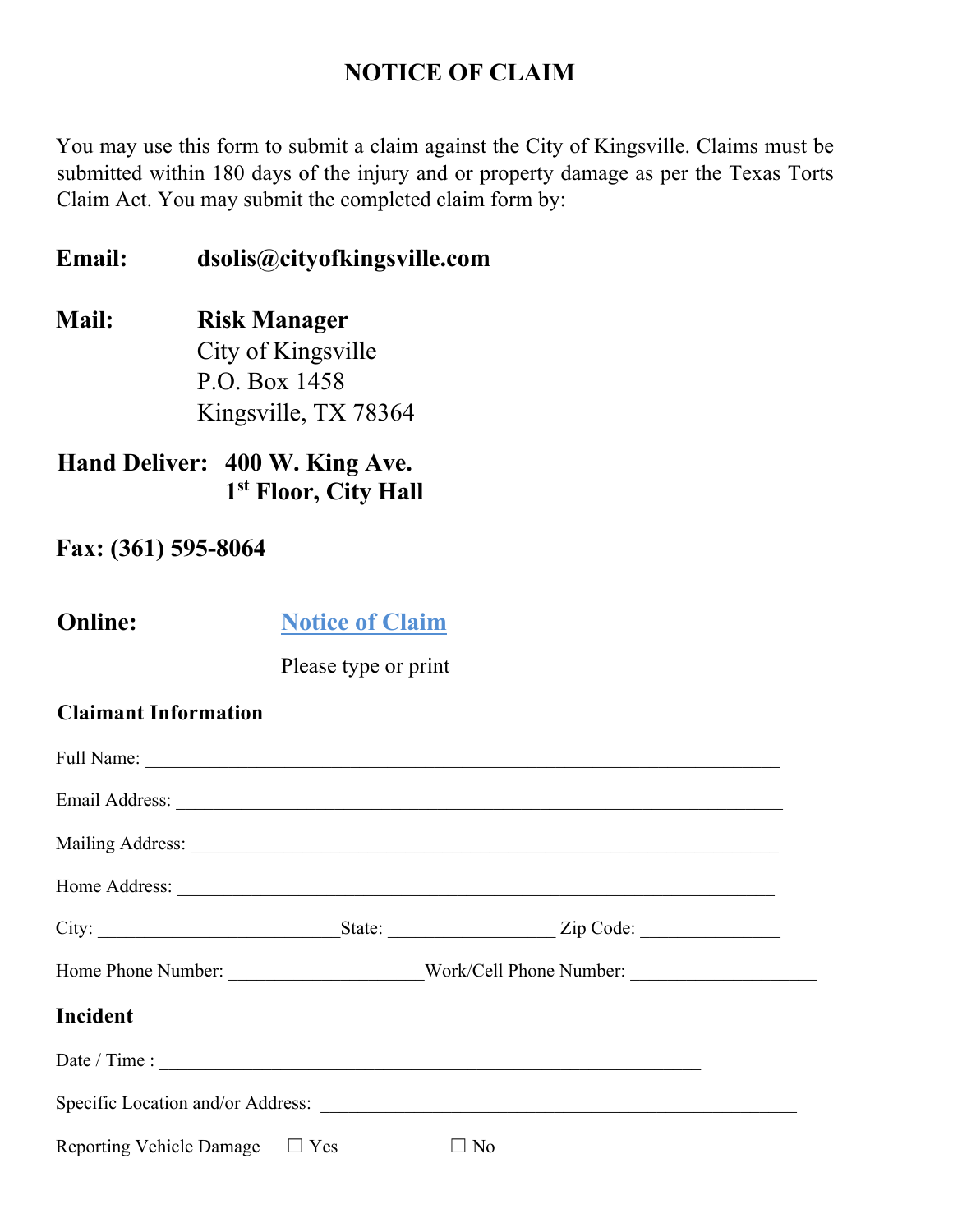# NOTICE OF CLAIM

You may use this form to submit a claim against the City of Kingsville. Claims must be submitted within 180 days of the injury and or property damage as per the Texas Torts Claim Act. You may submit the completed claim form by:

**Email:** **dsolis@cityofkingsville.com**

**Mail:** **Risk Manager**
City of Kingsville
P.O. Box 1458
Kingsville, TX 78364

**Hand Deliver:** **400 W. King Ave.**
**1st Floor, City Hall**

**Fax: (361) 595-8064**

**Online:** [Notice of Claim]

Please type or print

### Claimant Information

Full Name: ______________________________________________________________

Email Address: ___________________________________________________________

Mailing Address: __________________________________________________________

Home Address: ___________________________________________________________

City: ________________________ State: _________________ Zip Code: ______________

Home Phone Number: ____________________ Work/Cell Phone Number: ___________________

### Incident

Date / Time : _____________________________________________________

Specific Location and/or Address: ____________________________________________

Reporting Vehicle Damage ☐ Yes ☐ No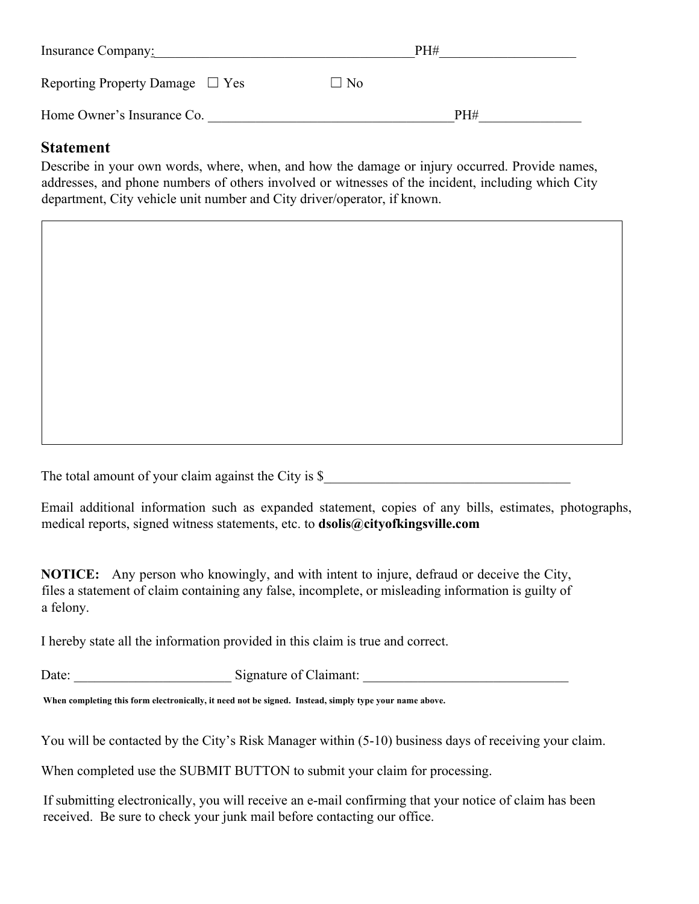Insurance Company:_______________________________________PH#____________________

Reporting Property Damage ☐ Yes ☐ No

Home Owner's Insurance Co. ____________________________________PH#_______________

## Statement

Describe in your own words, where, when, and how the damage or injury occurred. Provide names, addresses, and phone numbers of others involved or witnesses of the incident, including which City department, City vehicle unit number and City driver/operator, if known.

The total amount of your claim against the City is $_____________________________________

Email additional information such as expanded statement, copies of any bills, estimates, photographs, medical reports, signed witness statements, etc. to **dsolis@cityofkingsville.com**

**NOTICE:** Any person who knowingly, and with intent to injure, defraud or deceive the City, files a statement of claim containing any false, incomplete, or misleading information is guilty of a felony.

I hereby state all the information provided in this claim is true and correct.

Date: _______________________ Signature of Claimant: ______________________________

**When completing this form electronically, it need not be signed. Instead, simply type your name above.**

You will be contacted by the City's Risk Manager within (5-10) business days of receiving your claim.

When completed use the SUBMIT BUTTON to submit your claim for processing.

If submitting electronically, you will receive an e-mail confirming that your notice of claim has been received. Be sure to check your junk mail before contacting our office.